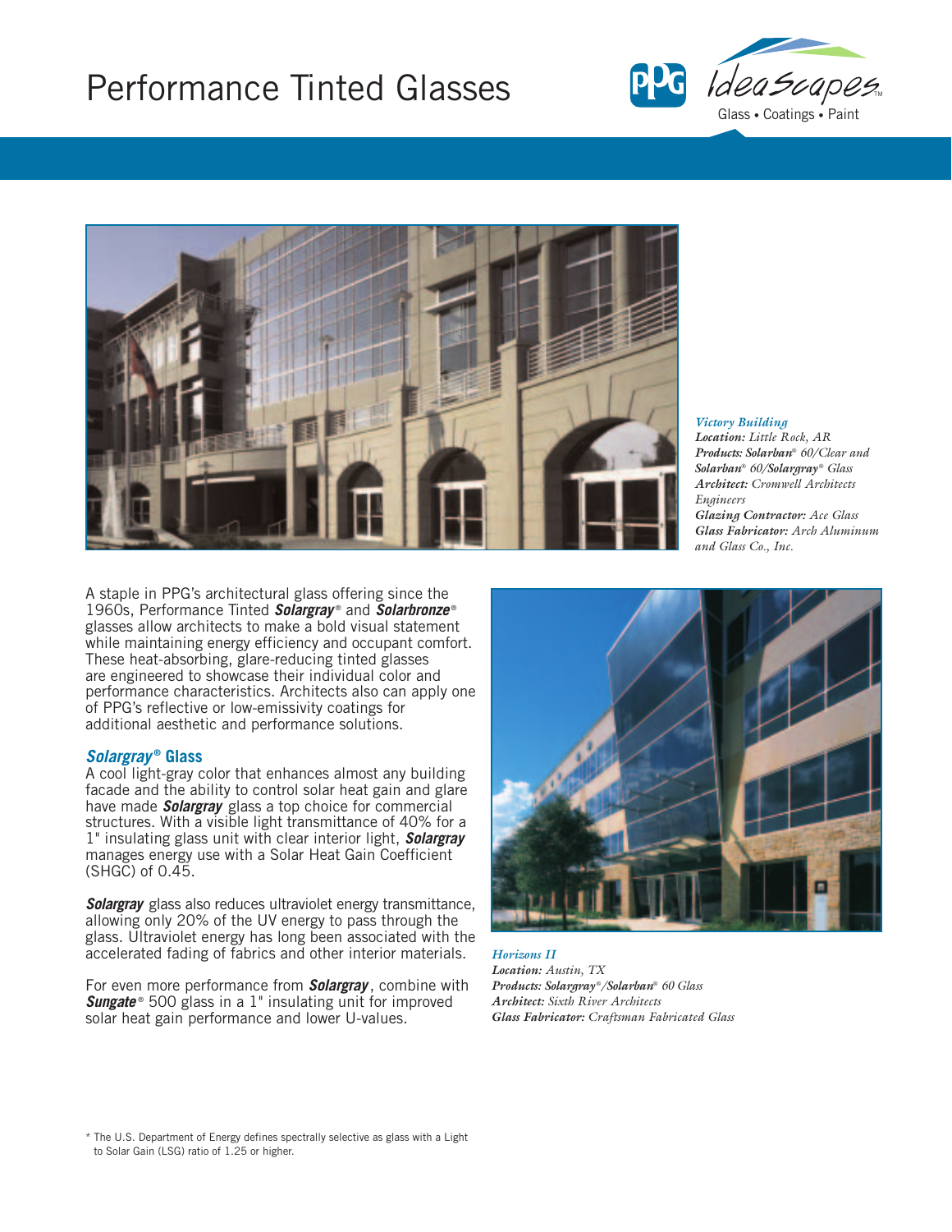# Performance Tinted Glasses

PPG IdeaScapes™ Glass • Coatings • Paint

***Victory Building***
***Location:*** *Little Rock, AR*
***Products:*** ***Solarban***® *60/Clear and* ***Solarban***® *60/****Solargray***® *Glass*
***Architect:*** *Cromwell Architects Engineers*
***Glazing Contractor:*** *Ace Glass*
***Glass Fabricator:*** *Arch Aluminum and Glass Co., Inc.*

A staple in PPG's architectural glass offering since the 1960s, Performance Tinted ***Solargray***® and ***Solarbronze***® glasses allow architects to make a bold visual statement while maintaining energy efficiency and occupant comfort. These heat-absorbing, glare-reducing tinted glasses are engineered to showcase their individual color and performance characteristics. Architects also can apply one of PPG's reflective or low-emissivity coatings for additional aesthetic and performance solutions.

## *Solargray*® Glass

A cool light-gray color that enhances almost any building facade and the ability to control solar heat gain and glare have made ***Solargray*** glass a top choice for commercial structures. With a visible light transmittance of 40% for a 1" insulating glass unit with clear interior light, ***Solargray*** manages energy use with a Solar Heat Gain Coefficient (SHGC) of 0.45.

***Solargray*** glass also reduces ultraviolet energy transmittance, allowing only 20% of the UV energy to pass through the glass. Ultraviolet energy has long been associated with the accelerated fading of fabrics and other interior materials.

For even more performance from ***Solargray***, combine with ***Sungate***® 500 glass in a 1" insulating unit for improved solar heat gain performance and lower U-values.

***Horizons II***
***Location:*** *Austin, TX*
***Products:*** ***Solargray***®*/****Solarban***® *60 Glass*
***Architect:*** *Sixth River Architects*
***Glass Fabricator:*** *Craftsman Fabricated Glass*

\* The U.S. Department of Energy defines spectrally selective as glass with a Light to Solar Gain (LSG) ratio of 1.25 or higher.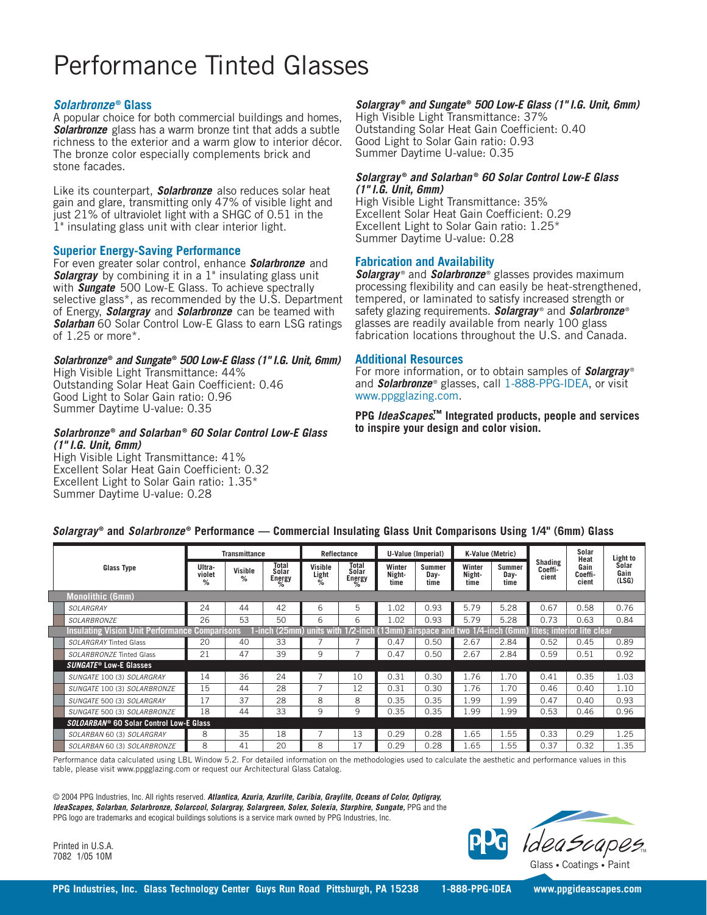# Performance Tinted Glasses

### *Solarbronze*® Glass

A popular choice for both commercial buildings and homes, ***Solarbronze*** glass has a warm bronze tint that adds a subtle richness to the exterior and a warm glow to interior décor. The bronze color especially complements brick and stone facades.

Like its counterpart, ***Solarbronze*** also reduces solar heat gain and glare, transmitting only 47% of visible light and just 21% of ultraviolet light with a SHGC of 0.51 in the 1" insulating glass unit with clear interior light.

### Superior Energy-Saving Performance

For even greater solar control, enhance ***Solarbronze*** and ***Solargray*** by combining it in a 1" insulating glass unit with ***Sungate*** 500 Low-E Glass. To achieve spectrally selective glass*, as recommended by the U.S. Department of Energy, ***Solargray*** and ***Solarbronze*** can be teamed with ***Solarban*** 60 Solar Control Low-E Glass to earn LSG ratings of 1.25 or more*.

***Solarbronze® and Sungate® 500 Low-E Glass (1" I.G. Unit, 6mm)***
High Visible Light Transmittance: 44%
Outstanding Solar Heat Gain Coefficient: 0.46
Good Light to Solar Gain ratio: 0.96
Summer Daytime U-value: 0.35

***Solarbronze® and Solarban® 60 Solar Control Low-E Glass (1" I.G. Unit, 6mm)***
High Visible Light Transmittance: 41%
Excellent Solar Heat Gain Coefficient: 0.32
Excellent Light to Solar Gain ratio: 1.35*
Summer Daytime U-value: 0.28

***Solargray® and Sungate® 500 Low-E Glass (1" I.G. Unit, 6mm)***
High Visible Light Transmittance: 37%
Outstanding Solar Heat Gain Coefficient: 0.40
Good Light to Solar Gain ratio: 0.93
Summer Daytime U-value: 0.35

***Solargray® and Solarban® 60 Solar Control Low-E Glass (1" I.G. Unit, 6mm)***
High Visible Light Transmittance: 35%
Excellent Solar Heat Gain Coefficient: 0.29
Excellent Light to Solar Gain ratio: 1.25*
Summer Daytime U-value: 0.28

### Fabrication and Availability

***Solargray***® and ***Solarbronze***® glasses provides maximum processing flexibility and can easily be heat-strengthened, tempered, or laminated to satisfy increased strength or safety glazing requirements. ***Solargray***® and ***Solarbronze***® glasses are readily available from nearly 100 glass fabrication locations throughout the U.S. and Canada.

### Additional Resources

For more information, or to obtain samples of ***Solargray***® and ***Solarbronze***® glasses, call 1-888-PPG-IDEA, or visit www.ppgglazing.com.

**PPG *IdeaScapes*.™ Integrated products, people and services to inspire your design and color vision.**

### *Solargray*® and *Solarbronze*® Performance — Commercial Insulating Glass Unit Comparisons Using 1/4" (6mm) Glass

| Glass Type | Transmittance | | | Reflectance | | U-Value (Imperial) | | K-Value (Metric) | | Shading Coeffi-cient | Solar Heat Gain Coeffi-cient | Light to Solar Gain (LSG) |
|---|---|---|---|---|---|---|---|---|---|---|---|---|
| | Ultra-violet % | Visible % | Total Solar Energy % | Visible Light % | Total Solar Energy % | Winter Night-time | Summer Day-time | Winter Night-time | Summer Day-time | | | |
| **Monolithic (6mm)** | | | | | | | | | | | | |
| *SOLARGRAY* | 24 | 44 | 42 | 6 | 5 | 1.02 | 0.93 | 5.79 | 5.28 | 0.67 | 0.58 | 0.76 |
| *SOLARBRONZE* | 26 | 53 | 50 | 6 | 6 | 1.02 | 0.93 | 5.79 | 5.28 | 0.73 | 0.63 | 0.84 |
| **Insulating Vision Unit Performance Comparisons** 1-inch (25mm) units with 1/2-inch (13mm) airspace and two 1/4-inch (6mm) lites; interior lite clear | | | | | | | | | | | | |
| *SOLARGRAY* Tinted Glass | 20 | 40 | 33 | 7 | 7 | 0.47 | 0.50 | 2.67 | 2.84 | 0.52 | 0.45 | 0.89 |
| *SOLARBRONZE* Tinted Glass | 21 | 47 | 39 | 9 | 7 | 0.47 | 0.50 | 2.67 | 2.84 | 0.59 | 0.51 | 0.92 |
| ***SUNGATE*® Low-E Glasses** | | | | | | | | | | | | |
| *SUNGATE 100 (3) SOLARGRAY* | 14 | 36 | 24 | 7 | 10 | 0.31 | 0.30 | 1.76 | 1.70 | 0.41 | 0.35 | 1.03 |
| *SUNGATE 100 (3) SOLARBRONZE* | 15 | 44 | 28 | 7 | 12 | 0.31 | 0.30 | 1.76 | 1.70 | 0.46 | 0.40 | 1.10 |
| *SUNGATE 500 (3) SOLARGRAY* | 17 | 37 | 28 | 8 | 8 | 0.35 | 0.35 | 1.99 | 1.99 | 0.47 | 0.40 | 0.93 |
| *SUNGATE 500 (3) SOLARBRONZE* | 18 | 44 | 33 | 9 | 9 | 0.35 | 0.35 | 1.99 | 1.99 | 0.53 | 0.46 | 0.96 |
| ***SOLOARBAN*® 60 Solar Control Low-E Glass** | | | | | | | | | | | | |
| *SOLARBAN 60 (3) SOLARGRAY* | 8 | 35 | 18 | 7 | 13 | 0.29 | 0.28 | 1.65 | 1.55 | 0.33 | 0.29 | 1.25 |
| *SOLARBAN 60 (3) SOLARBRONZE* | 8 | 41 | 20 | 8 | 17 | 0.29 | 0.28 | 1.65 | 1.55 | 0.37 | 0.32 | 1.35 |

Performance data calculated using LBL Window 5.2. For detailed information on the methodologies used to calculate the aesthetic and performance values in this table, please visit www.ppgglazing.com or request our Architectural Glass Catalog.

© 2004 PPG Industries, Inc. All rights reserved. ***Atlantica, Azuria, Azurlite, Caribia, Graylite, Oceans of Color, Optigray, IdeaScapes, Solarban, Solarbronze, Solarcool, Solargray, Solargreen, Solex, Solexia, Starphire, Sungate,*** PPG and the PPG logo are trademarks and ecogical buildings solutions is a service mark owned by PPG Industries, Inc.

Printed in U.S.A.
7082 1/05 10M

PPG IdeaScapes™
Glass • Coatings • Paint

**PPG Industries, Inc. Glass Technology Center Guys Run Road Pittsburgh, PA 15238 1-888-PPG-IDEA www.ppgideascapes.com**